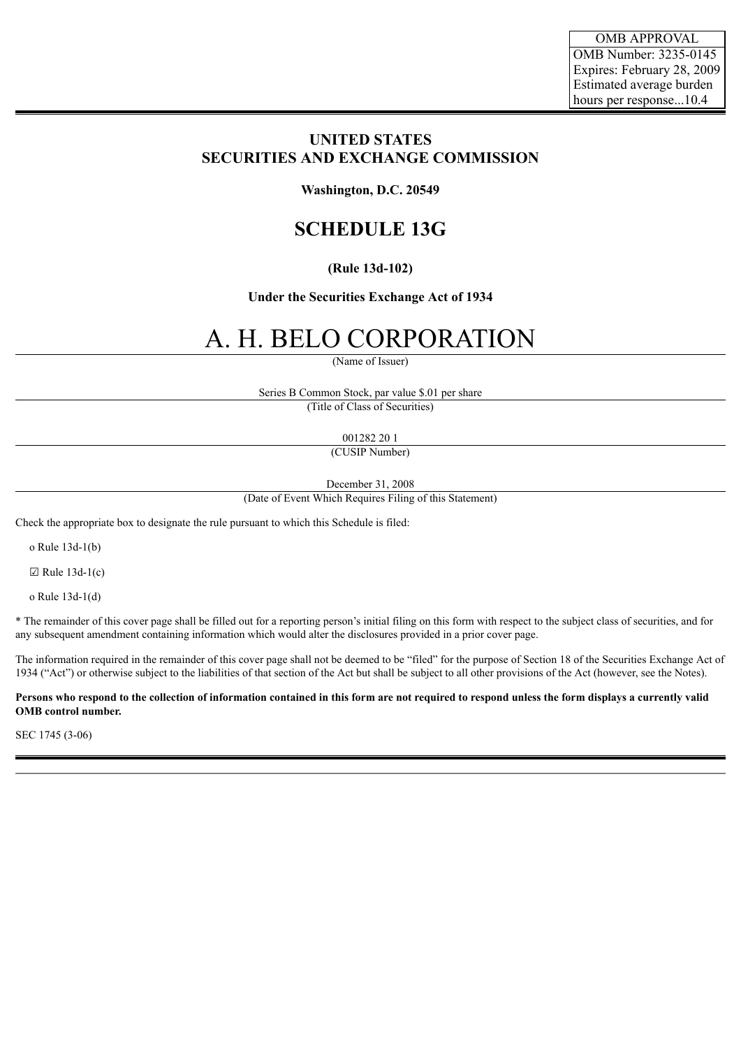| OMB APPROVAL |
| --- |
| OMB Number: 3235-0145 |
| Expires: February 28, 2009 |
| Estimated average burden hours per response...10.4 |

**UNITED STATES**
**SECURITIES AND EXCHANGE COMMISSION**

**Washington, D.C. 20549**

# SCHEDULE 13G

**(Rule 13d-102)**

**Under the Securities Exchange Act of 1934**

# A. H. BELO CORPORATION

(Name of Issuer)

Series B Common Stock, par value $.01 per share

(Title of Class of Securities)

001282 20 1

(CUSIP Number)

December 31, 2008

(Date of Event Which Requires Filing of this Statement)

Check the appropriate box to designate the rule pursuant to which this Schedule is filed:

o Rule 13d-1(b)

☑ Rule 13d-1(c)

o Rule 13d-1(d)

* The remainder of this cover page shall be filled out for a reporting person's initial filing on this form with respect to the subject class of securities, and for any subsequent amendment containing information which would alter the disclosures provided in a prior cover page.

The information required in the remainder of this cover page shall not be deemed to be "filed" for the purpose of Section 18 of the Securities Exchange Act of 1934 ("Act") or otherwise subject to the liabilities of that section of the Act but shall be subject to all other provisions of the Act (however, see the Notes).

**Persons who respond to the collection of information contained in this form are not required to respond unless the form displays a currently valid OMB control number.**

SEC 1745 (3-06)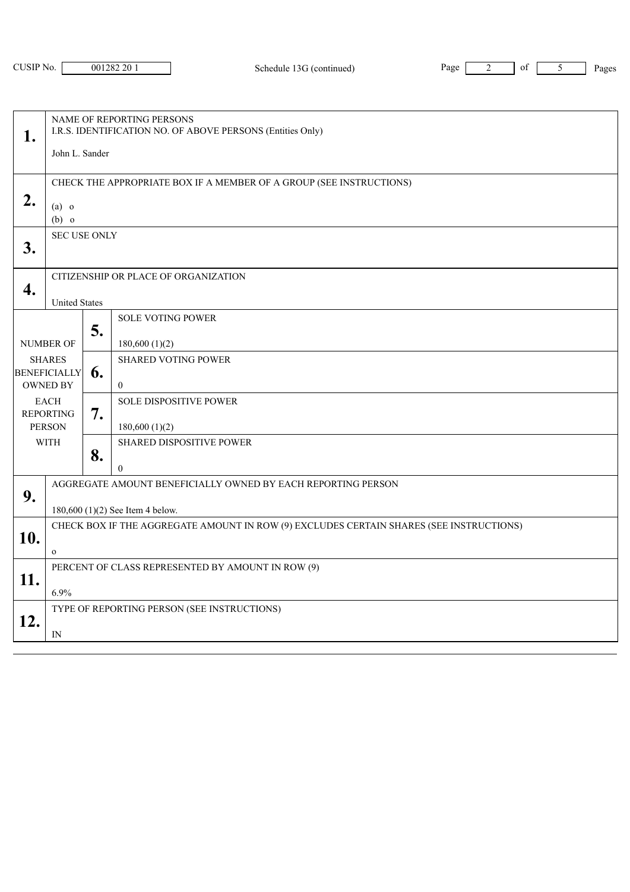CUSIP No. 001282 20 1 — Schedule 13G (continued)

| | | |
|---|---|---|
| **1.** | NAME OF REPORTING PERSONS<br>I.R.S. IDENTIFICATION NO. OF ABOVE PERSONS (Entities Only)<br><br>John L. Sander | |
| **2.** | CHECK THE APPROPRIATE BOX IF A MEMBER OF A GROUP (SEE INSTRUCTIONS)<br><br>(a) o<br>(b) o | |
| **3.** | SEC USE ONLY | |
| **4.** | CITIZENSHIP OR PLACE OF ORGANIZATION<br><br>United States | |
| NUMBER OF SHARES BENEFICIALLY OWNED BY EACH REPORTING PERSON WITH | **5.** | SOLE VOTING POWER<br><br>180,600 (1)(2) |
| | **6.** | SHARED VOTING POWER<br><br>0 |
| | **7.** | SOLE DISPOSITIVE POWER<br><br>180,600 (1)(2) |
| | **8.** | SHARED DISPOSITIVE POWER<br><br>0 |
| **9.** | AGGREGATE AMOUNT BENEFICIALLY OWNED BY EACH REPORTING PERSON<br><br>180,600 (1)(2) See Item 4 below. | |
| **10.** | CHECK BOX IF THE AGGREGATE AMOUNT IN ROW (9) EXCLUDES CERTAIN SHARES (SEE INSTRUCTIONS)<br><br>o | |
| **11.** | PERCENT OF CLASS REPRESENTED BY AMOUNT IN ROW (9)<br><br>6.9% | |
| **12.** | TYPE OF REPORTING PERSON (SEE INSTRUCTIONS)<br><br>IN | |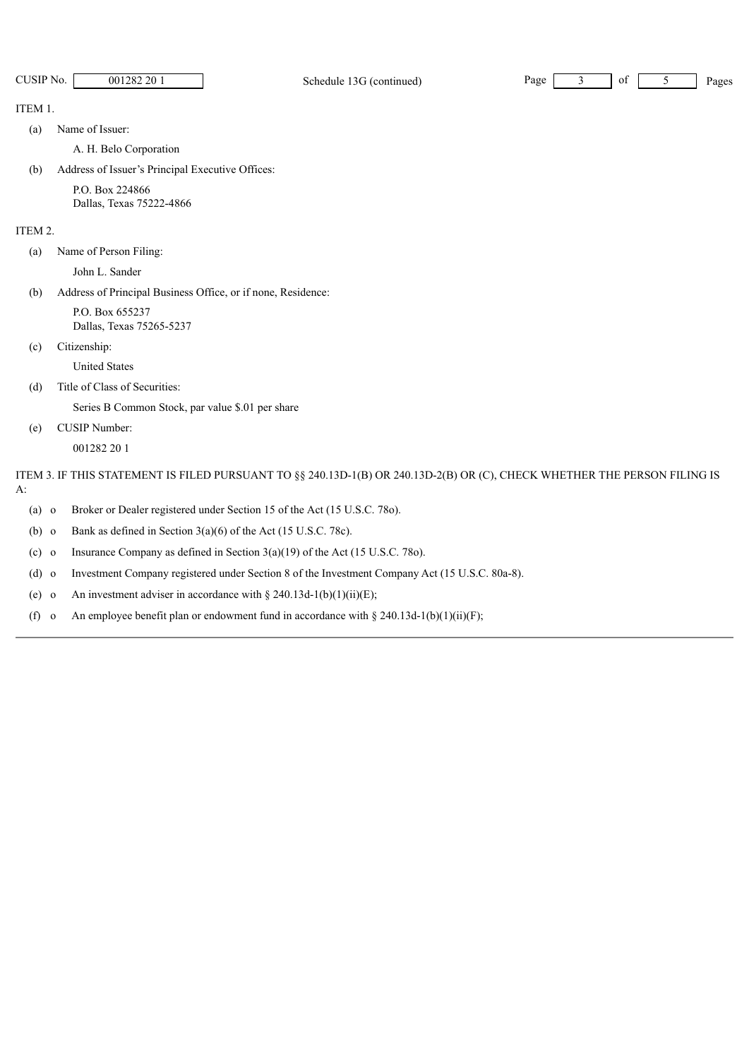ITEM 1.

(a) Name of Issuer:

A. H. Belo Corporation

(b) Address of Issuer's Principal Executive Offices:

P.O. Box 224866
Dallas, Texas 75222-4866

ITEM 2.

(a) Name of Person Filing:

John L. Sander

(b) Address of Principal Business Office, or if none, Residence:

P.O. Box 655237
Dallas, Texas 75265-5237

(c) Citizenship:

United States

(d) Title of Class of Securities:

Series B Common Stock, par value $.01 per share

(e) CUSIP Number:

001282 20 1

ITEM 3. IF THIS STATEMENT IS FILED PURSUANT TO §§ 240.13D-1(B) OR 240.13D-2(B) OR (C), CHECK WHETHER THE PERSON FILING IS A:

(a) o Broker or Dealer registered under Section 15 of the Act (15 U.S.C. 78o).

(b) o Bank as defined in Section 3(a)(6) of the Act (15 U.S.C. 78c).

(c) o Insurance Company as defined in Section 3(a)(19) of the Act (15 U.S.C. 78o).

(d) o Investment Company registered under Section 8 of the Investment Company Act (15 U.S.C. 80a-8).

(e) o An investment adviser in accordance with § 240.13d-1(b)(1)(ii)(E);

(f) o An employee benefit plan or endowment fund in accordance with § 240.13d-1(b)(1)(ii)(F);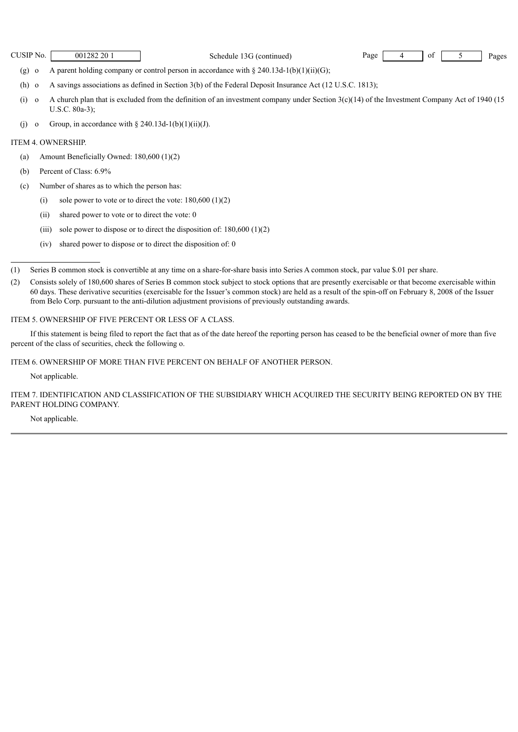(g) o A parent holding company or control person in accordance with § 240.13d-1(b)(1)(ii)(G);

(h) o A savings associations as defined in Section 3(b) of the Federal Deposit Insurance Act (12 U.S.C. 1813);

(i) o A church plan that is excluded from the definition of an investment company under Section 3(c)(14) of the Investment Company Act of 1940 (15 U.S.C. 80a-3);

(j) o Group, in accordance with § 240.13d-1(b)(1)(ii)(J).

ITEM 4. OWNERSHIP.

(a) Amount Beneficially Owned: 180,600 (1)(2)

(b) Percent of Class: 6.9%

(c) Number of shares as to which the person has:

(i) sole power to vote or to direct the vote: 180,600 (1)(2)

(ii) shared power to vote or to direct the vote: 0

(iii) sole power to dispose or to direct the disposition of: 180,600 (1)(2)

(iv) shared power to dispose or to direct the disposition of: 0

---

(1) Series B common stock is convertible at any time on a share-for-share basis into Series A common stock, par value $.01 per share.

(2) Consists solely of 180,600 shares of Series B common stock subject to stock options that are presently exercisable or that become exercisable within 60 days. These derivative securities (exercisable for the Issuer's common stock) are held as a result of the spin-off on February 8, 2008 of the Issuer from Belo Corp. pursuant to the anti-dilution adjustment provisions of previously outstanding awards.

ITEM 5. OWNERSHIP OF FIVE PERCENT OR LESS OF A CLASS.

If this statement is being filed to report the fact that as of the date hereof the reporting person has ceased to be the beneficial owner of more than five percent of the class of securities, check the following o.

ITEM 6. OWNERSHIP OF MORE THAN FIVE PERCENT ON BEHALF OF ANOTHER PERSON.

Not applicable.

ITEM 7. IDENTIFICATION AND CLASSIFICATION OF THE SUBSIDIARY WHICH ACQUIRED THE SECURITY BEING REPORTED ON BY THE PARENT HOLDING COMPANY.

Not applicable.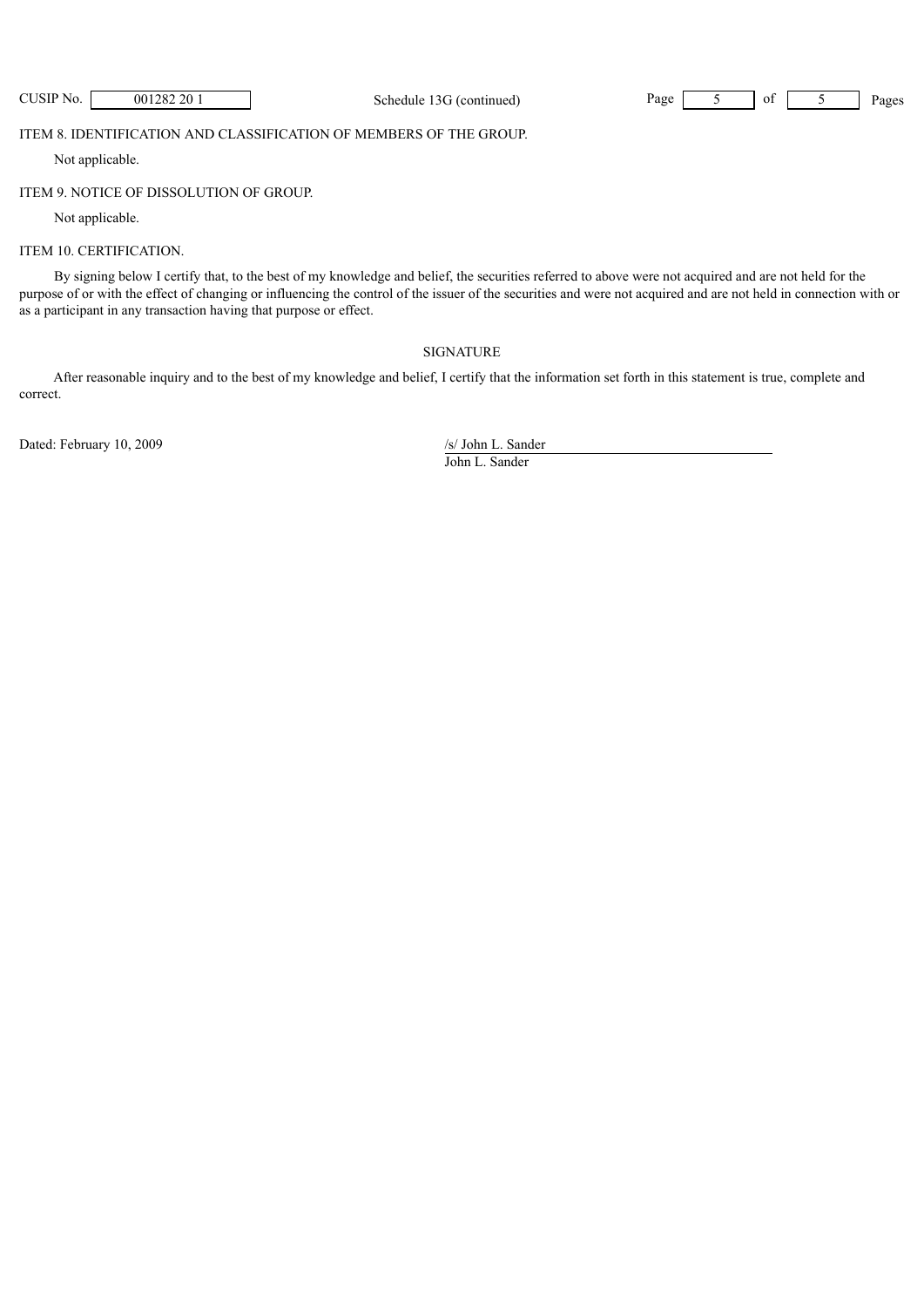ITEM 8. IDENTIFICATION AND CLASSIFICATION OF MEMBERS OF THE GROUP.

Not applicable.

ITEM 9. NOTICE OF DISSOLUTION OF GROUP.

Not applicable.

ITEM 10. CERTIFICATION.

By signing below I certify that, to the best of my knowledge and belief, the securities referred to above were not acquired and are not held for the purpose of or with the effect of changing or influencing the control of the issuer of the securities and were not acquired and are not held in connection with or as a participant in any transaction having that purpose or effect.

SIGNATURE

After reasonable inquiry and to the best of my knowledge and belief, I certify that the information set forth in this statement is true, complete and correct.

Dated: February 10, 2009

/s/ John L. Sander

John L. Sander